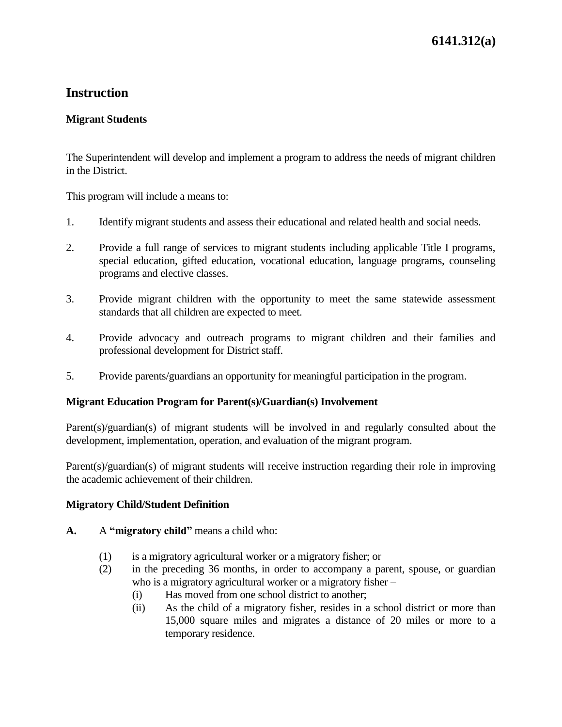# Instruction

## Migrant Students

The Superintendent will develop and implement a program to address the needs of migrant children in the District.

This program will include a means to:

1. Identify migrant students and assess their educational and related health and social needs.

2. Provide a full range of services to migrant students including applicable Title I programs, special education, gifted education, vocational education, language programs, counseling programs and elective classes.

3. Provide migrant children with the opportunity to meet the same statewide assessment standards that all children are expected to meet.

4. Provide advocacy and outreach programs to migrant children and their families and professional development for District staff.

5. Provide parents/guardians an opportunity for meaningful participation in the program.

### Migrant Education Program for Parent(s)/Guardian(s) Involvement

Parent(s)/guardian(s) of migrant students will be involved in and regularly consulted about the development, implementation, operation, and evaluation of the migrant program.

Parent(s)/guardian(s) of migrant students will receive instruction regarding their role in improving the academic achievement of their children.

### Migratory Child/Student Definition

**A.** A **"migratory child"** means a child who:

(1) is a migratory agricultural worker or a migratory fisher; or

(2) in the preceding 36 months, in order to accompany a parent, spouse, or guardian who is a migratory agricultural worker or a migratory fisher –

  (i) Has moved from one school district to another;

  (ii) As the child of a migratory fisher, resides in a school district or more than 15,000 square miles and migrates a distance of 20 miles or more to a temporary residence.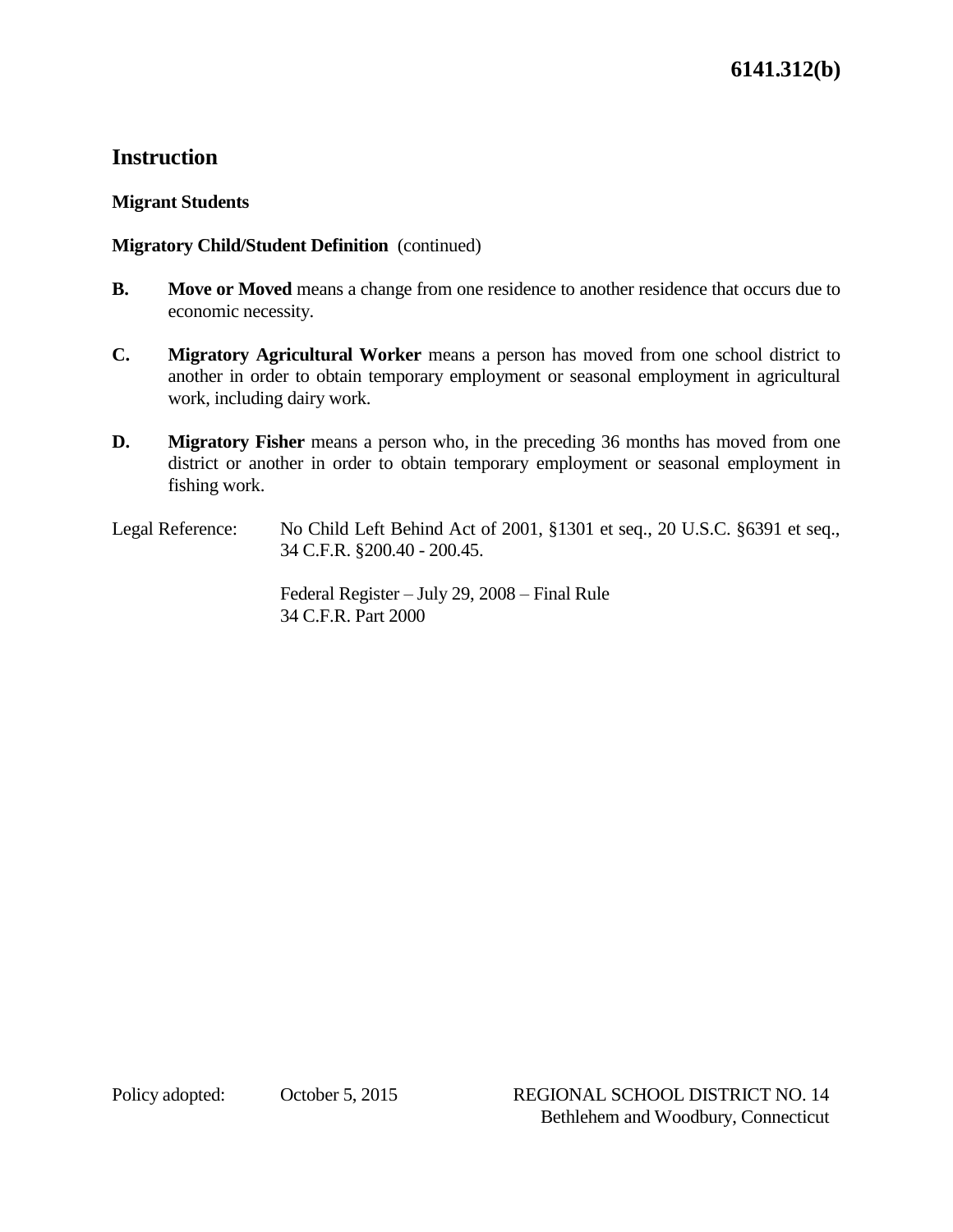# Instruction

## Migrant Students

**Migratory Child/Student Definition** (continued)

**B.** **Move or Moved** means a change from one residence to another residence that occurs due to economic necessity.

**C.** **Migratory Agricultural Worker** means a person has moved from one school district to another in order to obtain temporary employment or seasonal employment in agricultural work, including dairy work.

**D.** **Migratory Fisher** means a person who, in the preceding 36 months has moved from one district or another in order to obtain temporary employment or seasonal employment in fishing work.

Legal Reference: No Child Left Behind Act of 2001, §1301 et seq., 20 U.S.C. §6391 et seq., 34 C.F.R. §200.40 - 200.45.

Federal Register – July 29, 2008 – Final Rule
34 C.F.R. Part 2000

Policy adopted: October 5, 2015

REGIONAL SCHOOL DISTRICT NO. 14
Bethlehem and Woodbury, Connecticut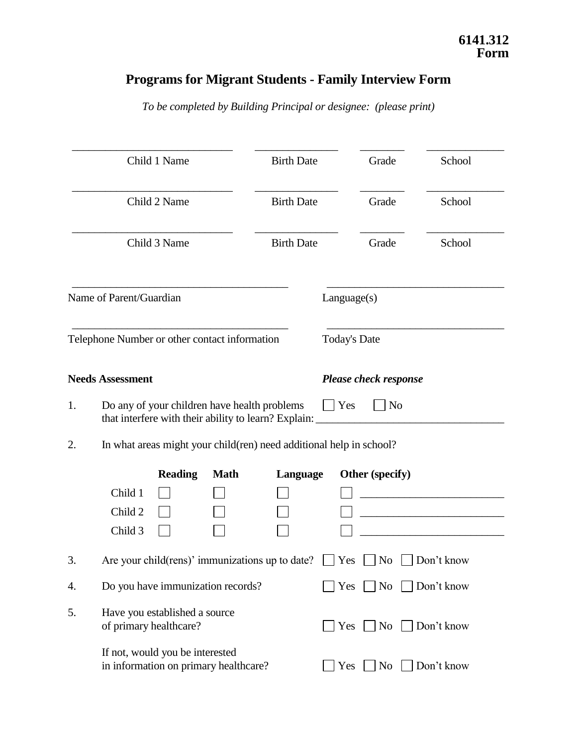**6141.312**
**Form**

# Programs for Migrant Students - Family Interview Form

*To be completed by Building Principal or designee: (please print)*

| Child 1 Name | Birth Date | Grade | School |
|---|---|---|---|
| | | | |

| Child 2 Name | Birth Date | Grade | School |
|---|---|---|---|
| | | | |

| Child 3 Name | Birth Date | Grade | School |
|---|---|---|---|
| | | | |

_________________________________________ Name of Parent/Guardian

_________________________________________ Language(s)

_________________________________________ Telephone Number or other contact information

_________________________________________ Today's Date

**Needs Assessment** ***Please check response***

1. Do any of your children have health problems that interfere with their ability to learn? ☐ Yes ☐ No
   Explain: _________________________________

2. In what areas might your child(ren) need additional help in school?

| | **Reading** | **Math** | **Language** | **Other (specify)** |
|---|---|---|---|---|
| Child 1 | ☐ | ☐ | ☐ | ☐ ________________________ |
| Child 2 | ☐ | ☐ | ☐ | ☐ ________________________ |
| Child 3 | ☐ | ☐ | ☐ | ☐ ________________________ |

3. Are your child(rens)' immunizations up to date? ☐ Yes ☐ No ☐ Don't know

4. Do you have immunization records? ☐ Yes ☐ No ☐ Don't know

5. Have you established a source of primary healthcare? ☐ Yes ☐ No ☐ Don't know

   If not, would you be interested in information on primary healthcare? ☐ Yes ☐ No ☐ Don't know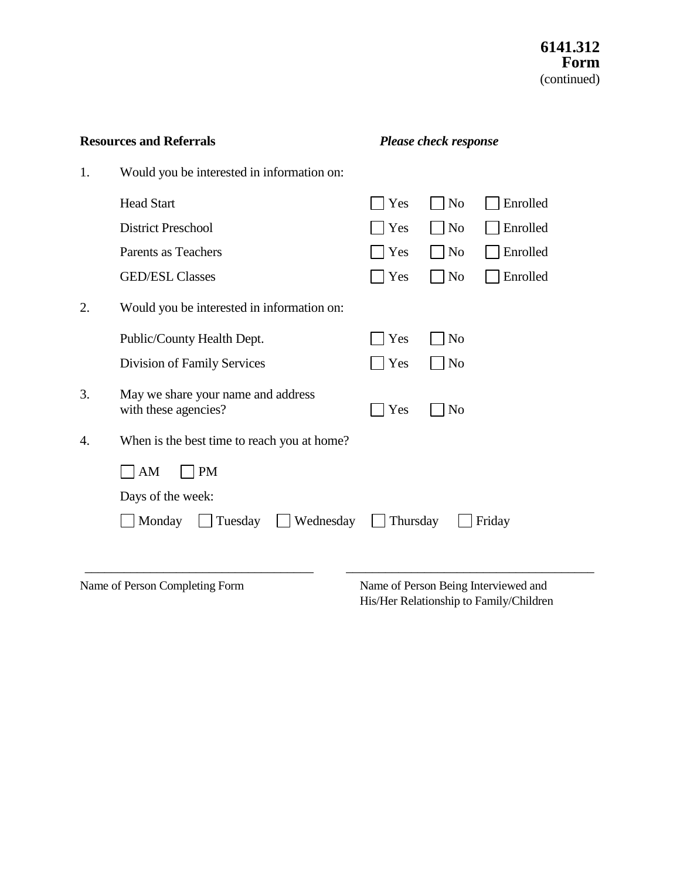**6141.312**
**Form**
(continued)

**Resources and Referrals** ***Please check response***

1. Would you be interested in information on:

| | | | |
|---|---|---|---|
| Head Start | ☐ Yes | ☐ No | ☐ Enrolled |
| District Preschool | ☐ Yes | ☐ No | ☐ Enrolled |
| Parents as Teachers | ☐ Yes | ☐ No | ☐ Enrolled |
| GED/ESL Classes | ☐ Yes | ☐ No | ☐ Enrolled |

2. Would you be interested in information on:

| | | |
|---|---|---|
| Public/County Health Dept. | ☐ Yes | ☐ No |
| Division of Family Services | ☐ Yes | ☐ No |

3. May we share your name and address with these agencies? ☐ Yes ☐ No

4. When is the best time to reach you at home?

   ☐ AM ☐ PM

   Days of the week:

   ☐ Monday ☐ Tuesday ☐ Wednesday ☐ Thursday ☐ Friday

\_\_\_\_\_\_\_\_\_\_\_\_\_\_\_\_\_\_\_\_\_\_\_\_\_\_\_\_\_\_\_\_\_\_\_\_
Name of Person Completing Form

\_\_\_\_\_\_\_\_\_\_\_\_\_\_\_\_\_\_\_\_\_\_\_\_\_\_\_\_\_\_\_\_\_\_\_\_\_\_\_\_
Name of Person Being Interviewed and His/Her Relationship to Family/Children